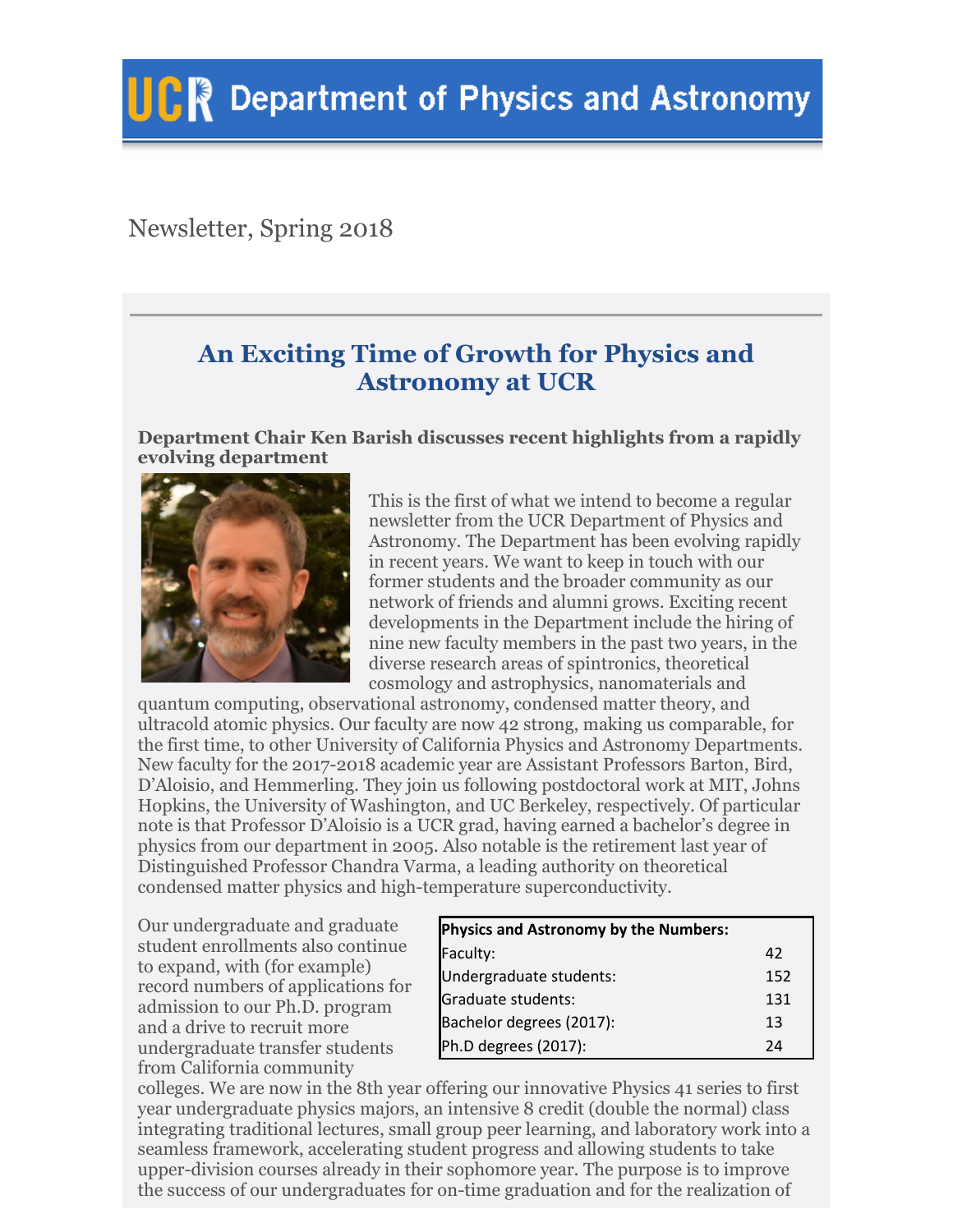# UCR Department of Physics and Astronomy

Newsletter, Spring 2018

## An Exciting Time of Growth for Physics and Astronomy at UCR

**Department Chair Ken Barish discusses recent highlights from a rapidly evolving department**

This is the first of what we intend to become a regular newsletter from the UCR Department of Physics and Astronomy. The Department has been evolving rapidly in recent years. We want to keep in touch with our former students and the broader community as our network of friends and alumni grows. Exciting recent developments in the Department include the hiring of nine new faculty members in the past two years, in the diverse research areas of spintronics, theoretical cosmology and astrophysics, nanomaterials and quantum computing, observational astronomy, condensed matter theory, and ultracold atomic physics. Our faculty are now 42 strong, making us comparable, for the first time, to other University of California Physics and Astronomy Departments. New faculty for the 2017-2018 academic year are Assistant Professors Barton, Bird, D'Aloisio, and Hemmerling. They join us following postdoctoral work at MIT, Johns Hopkins, the University of Washington, and UC Berkeley, respectively. Of particular note is that Professor D'Aloisio is a UCR grad, having earned a bachelor's degree in physics from our department in 2005. Also notable is the retirement last year of Distinguished Professor Chandra Varma, a leading authority on theoretical condensed matter physics and high-temperature superconductivity.

| Physics and Astronomy by the Numbers: | |
|---|---|
| Faculty: | 42 |
| Undergraduate students: | 152 |
| Graduate students: | 131 |
| Bachelor degrees (2017): | 13 |
| Ph.D degrees (2017): | 24 |

Our undergraduate and graduate student enrollments also continue to expand, with (for example) record numbers of applications for admission to our Ph.D. program and a drive to recruit more undergraduate transfer students from California community colleges. We are now in the 8th year offering our innovative Physics 41 series to first year undergraduate physics majors, an intensive 8 credit (double the normal) class integrating traditional lectures, small group peer learning, and laboratory work into a seamless framework, accelerating student progress and allowing students to take upper-division courses already in their sophomore year. The purpose is to improve the success of our undergraduates for on-time graduation and for the realization of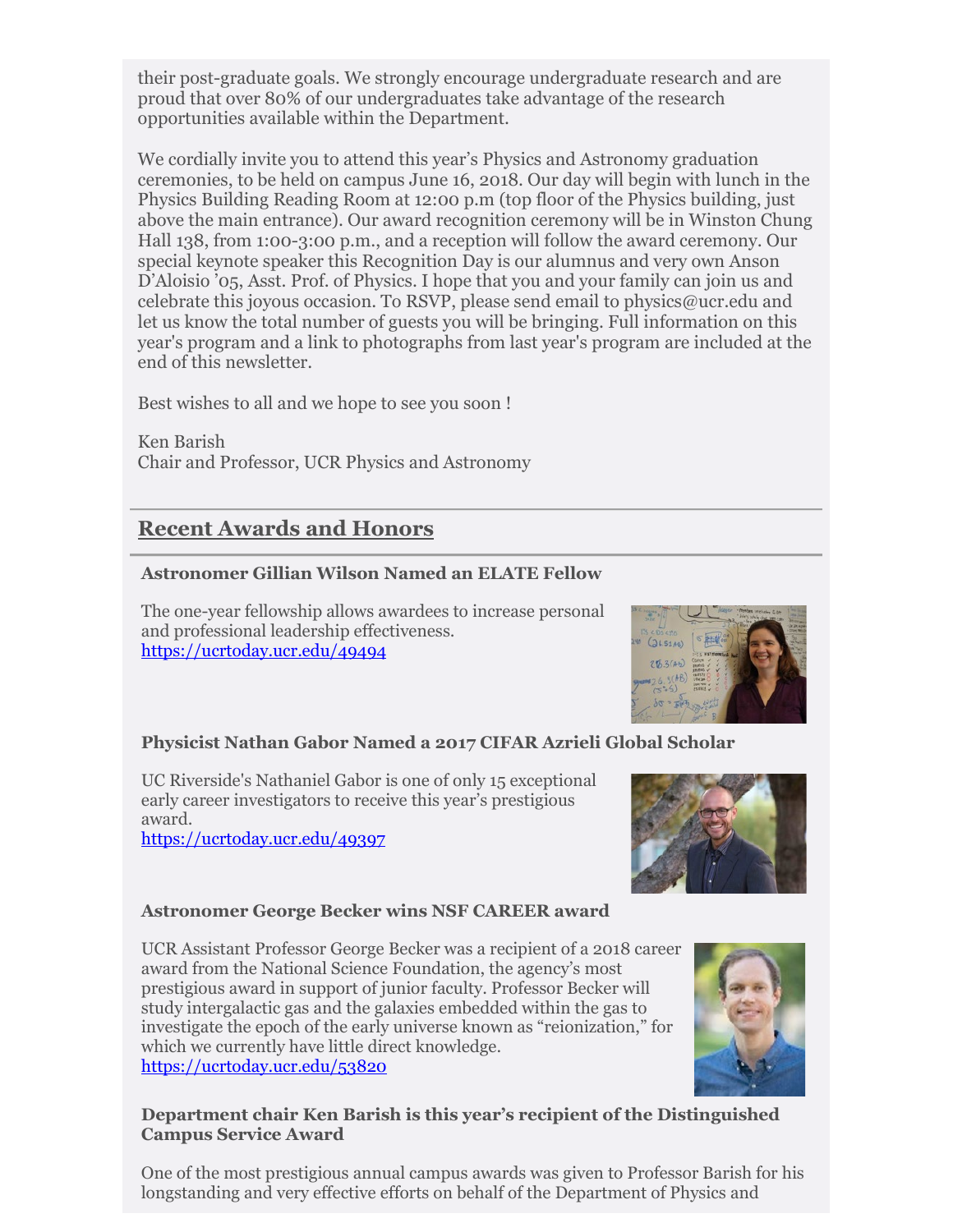their post-graduate goals. We strongly encourage undergraduate research and are proud that over 80% of our undergraduates take advantage of the research opportunities available within the Department.

We cordially invite you to attend this year's Physics and Astronomy graduation ceremonies, to be held on campus June 16, 2018. Our day will begin with lunch in the Physics Building Reading Room at 12:00 p.m (top floor of the Physics building, just above the main entrance). Our award recognition ceremony will be in Winston Chung Hall 138, from 1:00-3:00 p.m., and a reception will follow the award ceremony. Our special keynote speaker this Recognition Day is our alumnus and very own Anson D'Aloisio '05, Asst. Prof. of Physics. I hope that you and your family can join us and celebrate this joyous occasion. To RSVP, please send email to physics@ucr.edu and let us know the total number of guests you will be bringing. Full information on this year's program and a link to photographs from last year's program are included at the end of this newsletter.

Best wishes to all and we hope to see you soon !

Ken Barish
Chair and Professor, UCR Physics and Astronomy

## Recent Awards and Honors

### Astronomer Gillian Wilson Named an ELATE Fellow

The one-year fellowship allows awardees to increase personal and professional leadership effectiveness.
https://ucrtoday.ucr.edu/49494

### Physicist Nathan Gabor Named a 2017 CIFAR Azrieli Global Scholar

UC Riverside's Nathaniel Gabor is one of only 15 exceptional early career investigators to receive this year's prestigious award.
https://ucrtoday.ucr.edu/49397

### Astronomer George Becker wins NSF CAREER award

UCR Assistant Professor George Becker was a recipient of a 2018 career award from the National Science Foundation, the agency's most prestigious award in support of junior faculty. Professor Becker will study intergalactic gas and the galaxies embedded within the gas to investigate the epoch of the early universe known as "reionization," for which we currently have little direct knowledge.
https://ucrtoday.ucr.edu/53820

### Department chair Ken Barish is this year's recipient of the Distinguished Campus Service Award

One of the most prestigious annual campus awards was given to Professor Barish for his longstanding and very effective efforts on behalf of the Department of Physics and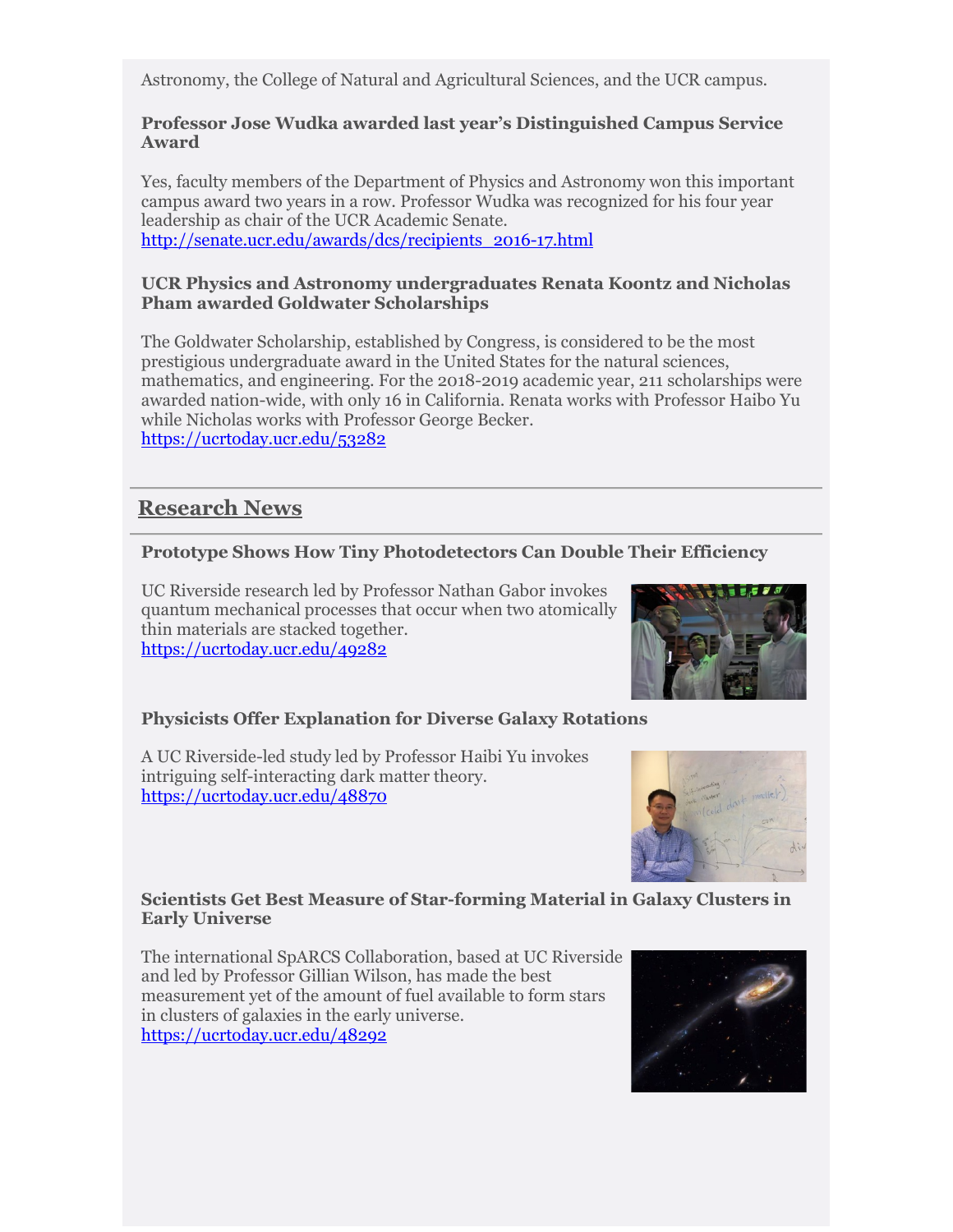Astronomy, the College of Natural and Agricultural Sciences, and the UCR campus.

**Professor Jose Wudka awarded last year's Distinguished Campus Service Award**

Yes, faculty members of the Department of Physics and Astronomy won this important campus award two years in a row. Professor Wudka was recognized for his four year leadership as chair of the UCR Academic Senate.
http://senate.ucr.edu/awards/dcs/recipients_2016-17.html

**UCR Physics and Astronomy undergraduates Renata Koontz and Nicholas Pham awarded Goldwater Scholarships**

The Goldwater Scholarship, established by Congress, is considered to be the most prestigious undergraduate award in the United States for the natural sciences, mathematics, and engineering. For the 2018-2019 academic year, 211 scholarships were awarded nation-wide, with only 16 in California. Renata works with Professor Haibo Yu while Nicholas works with Professor George Becker.
https://ucrtoday.ucr.edu/53282

## Research News

**Prototype Shows How Tiny Photodetectors Can Double Their Efficiency**

UC Riverside research led by Professor Nathan Gabor invokes quantum mechanical processes that occur when two atomically thin materials are stacked together.
https://ucrtoday.ucr.edu/49282

**Physicists Offer Explanation for Diverse Galaxy Rotations**

A UC Riverside-led study led by Professor Haibi Yu invokes intriguing self-interacting dark matter theory.
https://ucrtoday.ucr.edu/48870

**Scientists Get Best Measure of Star-forming Material in Galaxy Clusters in Early Universe**

The international SpARCS Collaboration, based at UC Riverside and led by Professor Gillian Wilson, has made the best measurement yet of the amount of fuel available to form stars in clusters of galaxies in the early universe.
https://ucrtoday.ucr.edu/48292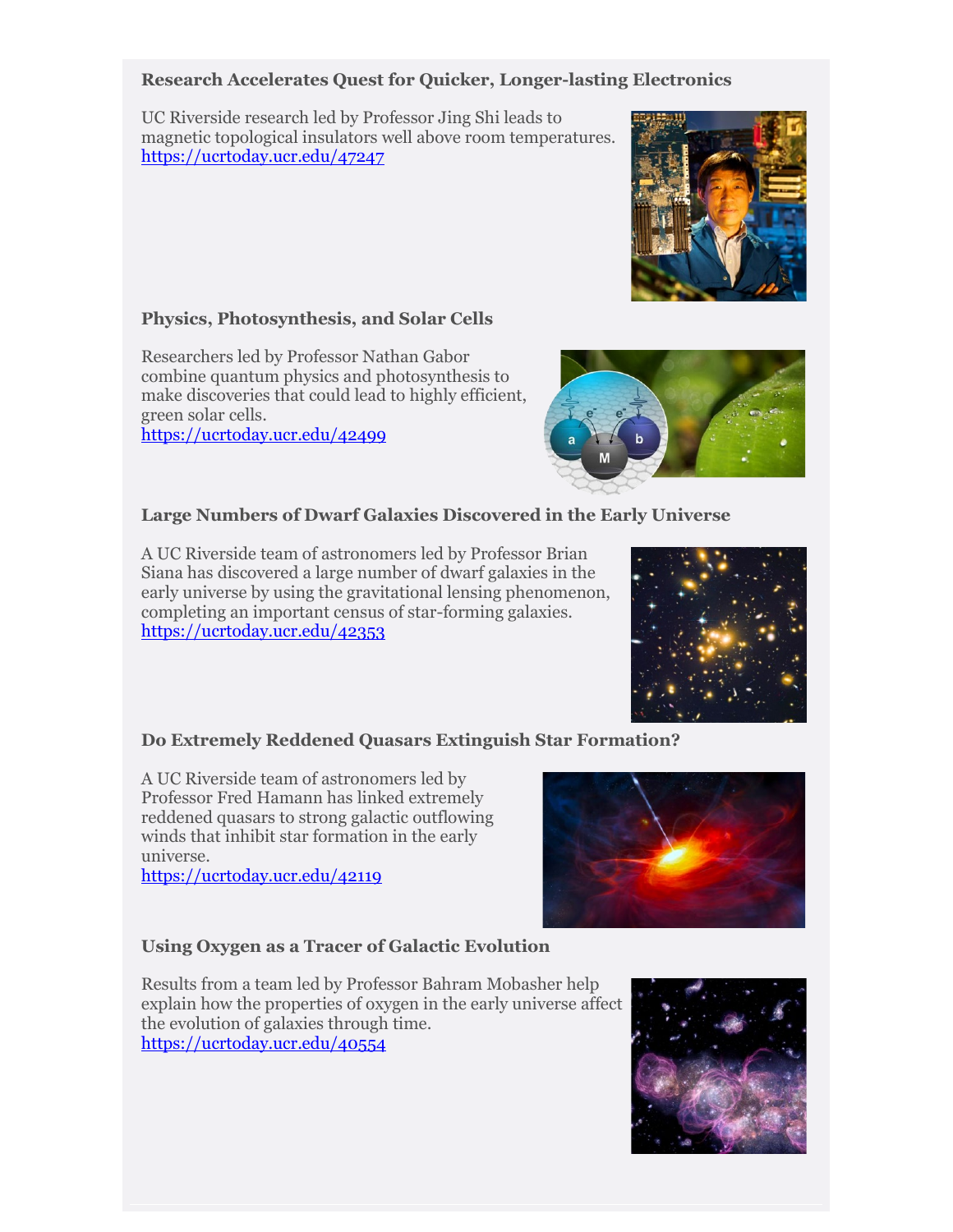### Research Accelerates Quest for Quicker, Longer-lasting Electronics

UC Riverside research led by Professor Jing Shi leads to magnetic topological insulators well above room temperatures.
https://ucrtoday.ucr.edu/47247

### Physics, Photosynthesis, and Solar Cells

Researchers led by Professor Nathan Gabor combine quantum physics and photosynthesis to make discoveries that could lead to highly efficient, green solar cells.
https://ucrtoday.ucr.edu/42499

### Large Numbers of Dwarf Galaxies Discovered in the Early Universe

A UC Riverside team of astronomers led by Professor Brian Siana has discovered a large number of dwarf galaxies in the early universe by using the gravitational lensing phenomenon, completing an important census of star-forming galaxies.
https://ucrtoday.ucr.edu/42353

### Do Extremely Reddened Quasars Extinguish Star Formation?

A UC Riverside team of astronomers led by Professor Fred Hamann has linked extremely reddened quasars to strong galactic outflowing winds that inhibit star formation in the early universe.
https://ucrtoday.ucr.edu/42119

### Using Oxygen as a Tracer of Galactic Evolution

Results from a team led by Professor Bahram Mobasher help explain how the properties of oxygen in the early universe affect the evolution of galaxies through time.
https://ucrtoday.ucr.edu/40554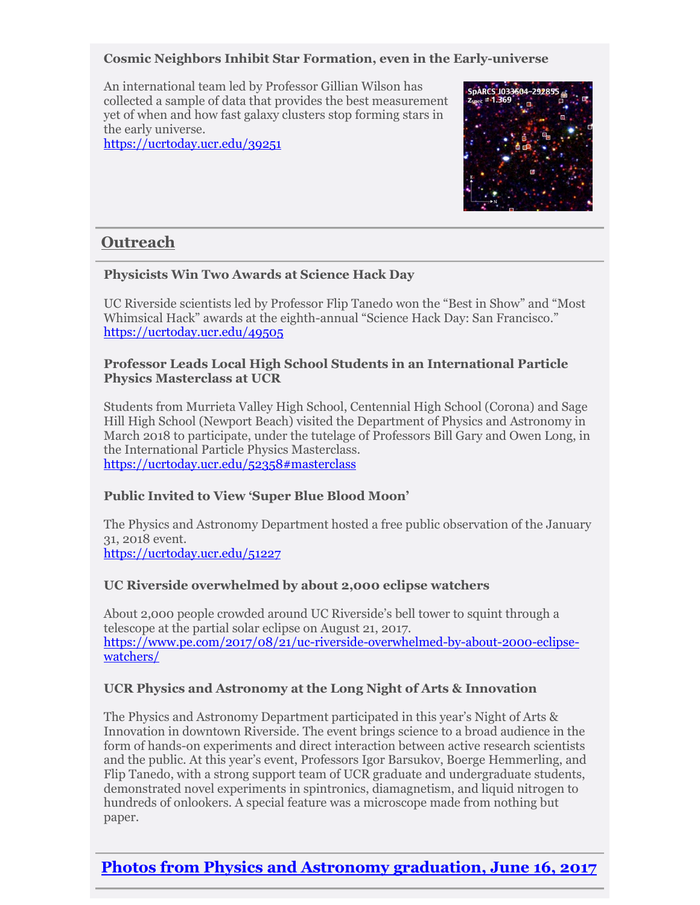### Cosmic Neighbors Inhibit Star Formation, even in the Early-universe

An international team led by Professor Gillian Wilson has collected a sample of data that provides the best measurement yet of when and how fast galaxy clusters stop forming stars in the early universe.
https://ucrtoday.ucr.edu/39251

## Outreach

### Physicists Win Two Awards at Science Hack Day

UC Riverside scientists led by Professor Flip Tanedo won the "Best in Show" and "Most Whimsical Hack" awards at the eighth-annual "Science Hack Day: San Francisco."
https://ucrtoday.ucr.edu/49505

### Professor Leads Local High School Students in an International Particle Physics Masterclass at UCR

Students from Murrieta Valley High School, Centennial High School (Corona) and Sage Hill High School (Newport Beach) visited the Department of Physics and Astronomy in March 2018 to participate, under the tutelage of Professors Bill Gary and Owen Long, in the International Particle Physics Masterclass.
https://ucrtoday.ucr.edu/52358#masterclass

### Public Invited to View 'Super Blue Blood Moon'

The Physics and Astronomy Department hosted a free public observation of the January 31, 2018 event.
https://ucrtoday.ucr.edu/51227

### UC Riverside overwhelmed by about 2,000 eclipse watchers

About 2,000 people crowded around UC Riverside's bell tower to squint through a telescope at the partial solar eclipse on August 21, 2017.
https://www.pe.com/2017/08/21/uc-riverside-overwhelmed-by-about-2000-eclipse-watchers/

### UCR Physics and Astronomy at the Long Night of Arts & Innovation

The Physics and Astronomy Department participated in this year's Night of Arts & Innovation in downtown Riverside. The event brings science to a broad audience in the form of hands-on experiments and direct interaction between active research scientists and the public. At this year's event, Professors Igor Barsukov, Boerge Hemmerling, and Flip Tanedo, with a strong support team of UCR graduate and undergraduate students, demonstrated novel experiments in spintronics, diamagnetism, and liquid nitrogen to hundreds of onlookers. A special feature was a microscope made from nothing but paper.

## Photos from Physics and Astronomy graduation, June 16, 2017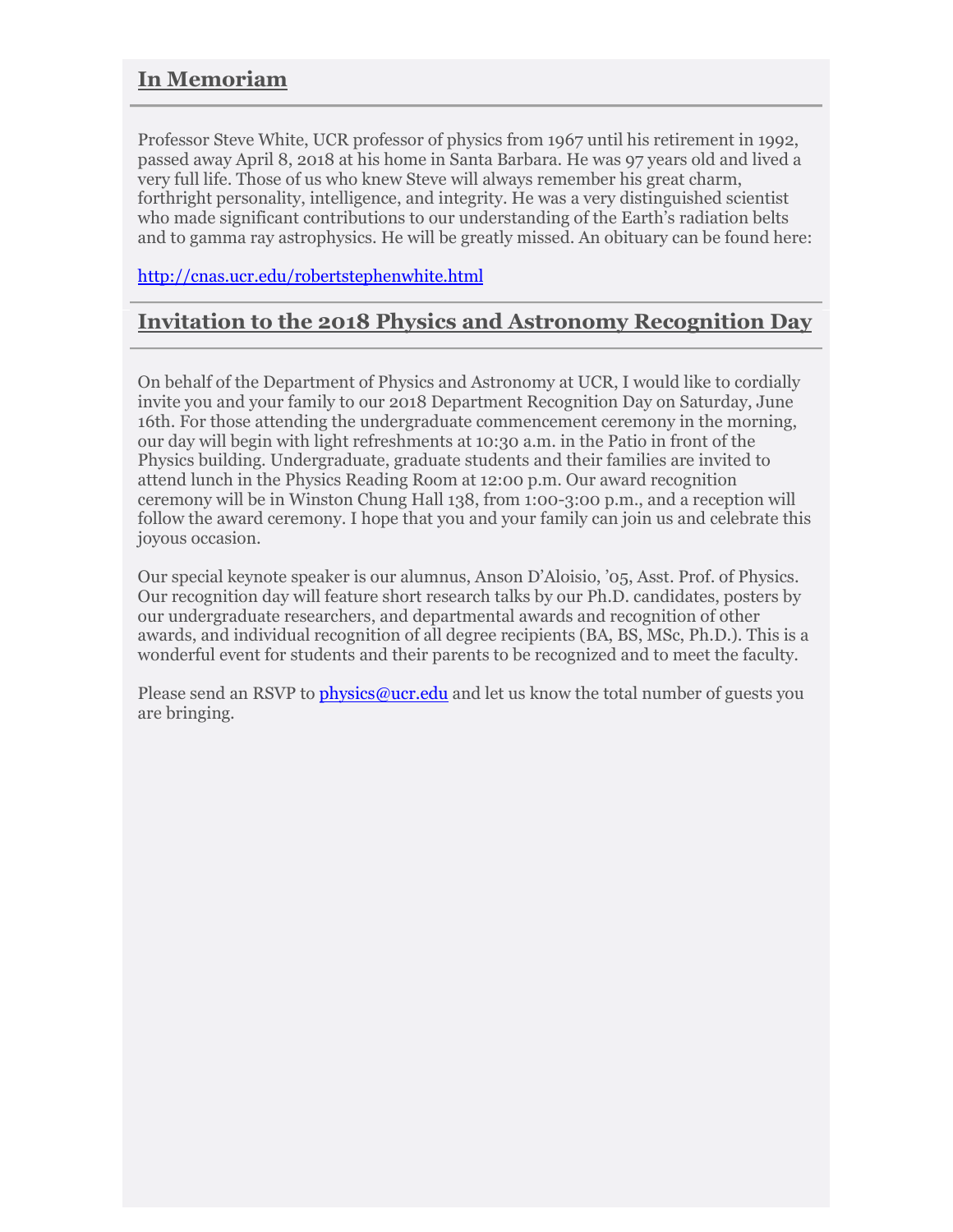## In Memoriam

Professor Steve White, UCR professor of physics from 1967 until his retirement in 1992, passed away April 8, 2018 at his home in Santa Barbara. He was 97 years old and lived a very full life. Those of us who knew Steve will always remember his great charm, forthright personality, intelligence, and integrity. He was a very distinguished scientist who made significant contributions to our understanding of the Earth's radiation belts and to gamma ray astrophysics. He will be greatly missed. An obituary can be found here:

http://cnas.ucr.edu/robertstephenwhite.html

## Invitation to the 2018 Physics and Astronomy Recognition Day

On behalf of the Department of Physics and Astronomy at UCR, I would like to cordially invite you and your family to our 2018 Department Recognition Day on Saturday, June 16th. For those attending the undergraduate commencement ceremony in the morning, our day will begin with light refreshments at 10:30 a.m. in the Patio in front of the Physics building. Undergraduate, graduate students and their families are invited to attend lunch in the Physics Reading Room at 12:00 p.m. Our award recognition ceremony will be in Winston Chung Hall 138, from 1:00-3:00 p.m., and a reception will follow the award ceremony. I hope that you and your family can join us and celebrate this joyous occasion.

Our special keynote speaker is our alumnus, Anson D'Aloisio, '05, Asst. Prof. of Physics. Our recognition day will feature short research talks by our Ph.D. candidates, posters by our undergraduate researchers, and departmental awards and recognition of other awards, and individual recognition of all degree recipients (BA, BS, MSc, Ph.D.). This is a wonderful event for students and their parents to be recognized and to meet the faculty.

Please send an RSVP to physics@ucr.edu and let us know the total number of guests you are bringing.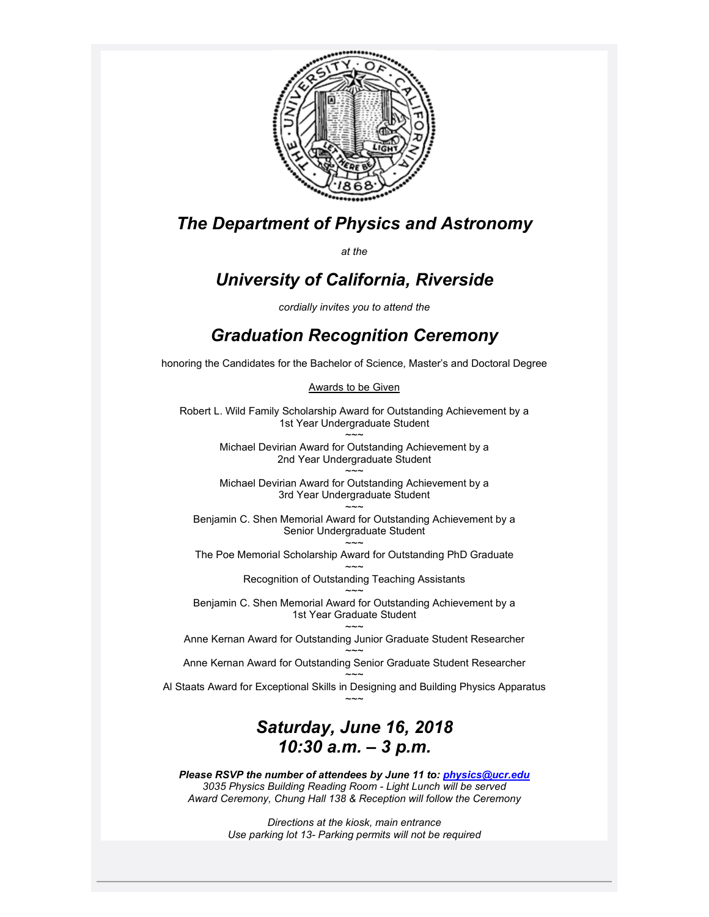## *The Department of Physics and Astronomy*

*at the*

## *University of California, Riverside*

*cordially invites you to attend the*

## *Graduation Recognition Ceremony*

honoring the Candidates for the Bachelor of Science, Master's and Doctoral Degree

Awards to be Given

Robert L. Wild Family Scholarship Award for Outstanding Achievement by a 1st Year Undergraduate Student

~~~

Michael Devirian Award for Outstanding Achievement by a 2nd Year Undergraduate Student

~~~

Michael Devirian Award for Outstanding Achievement by a 3rd Year Undergraduate Student

~~~

Benjamin C. Shen Memorial Award for Outstanding Achievement by a Senior Undergraduate Student

~~~

The Poe Memorial Scholarship Award for Outstanding PhD Graduate

~~~

Recognition of Outstanding Teaching Assistants

~~~

Benjamin C. Shen Memorial Award for Outstanding Achievement by a 1st Year Graduate Student

~~~

Anne Kernan Award for Outstanding Junior Graduate Student Researcher

~~~

Anne Kernan Award for Outstanding Senior Graduate Student Researcher

~~~

Al Staats Award for Exceptional Skills in Designing and Building Physics Apparatus

~~~

## *Saturday, June 16, 2018*
## *10:30 a.m. – 3 p.m.*

***Please RSVP the number of attendees by June 11 to: physics@ucr.edu***
*3035 Physics Building Reading Room - Light Lunch will be served*
*Award Ceremony, Chung Hall 138 & Reception will follow the Ceremony*

*Directions at the kiosk, main entrance*
*Use parking lot 13- Parking permits will not be required*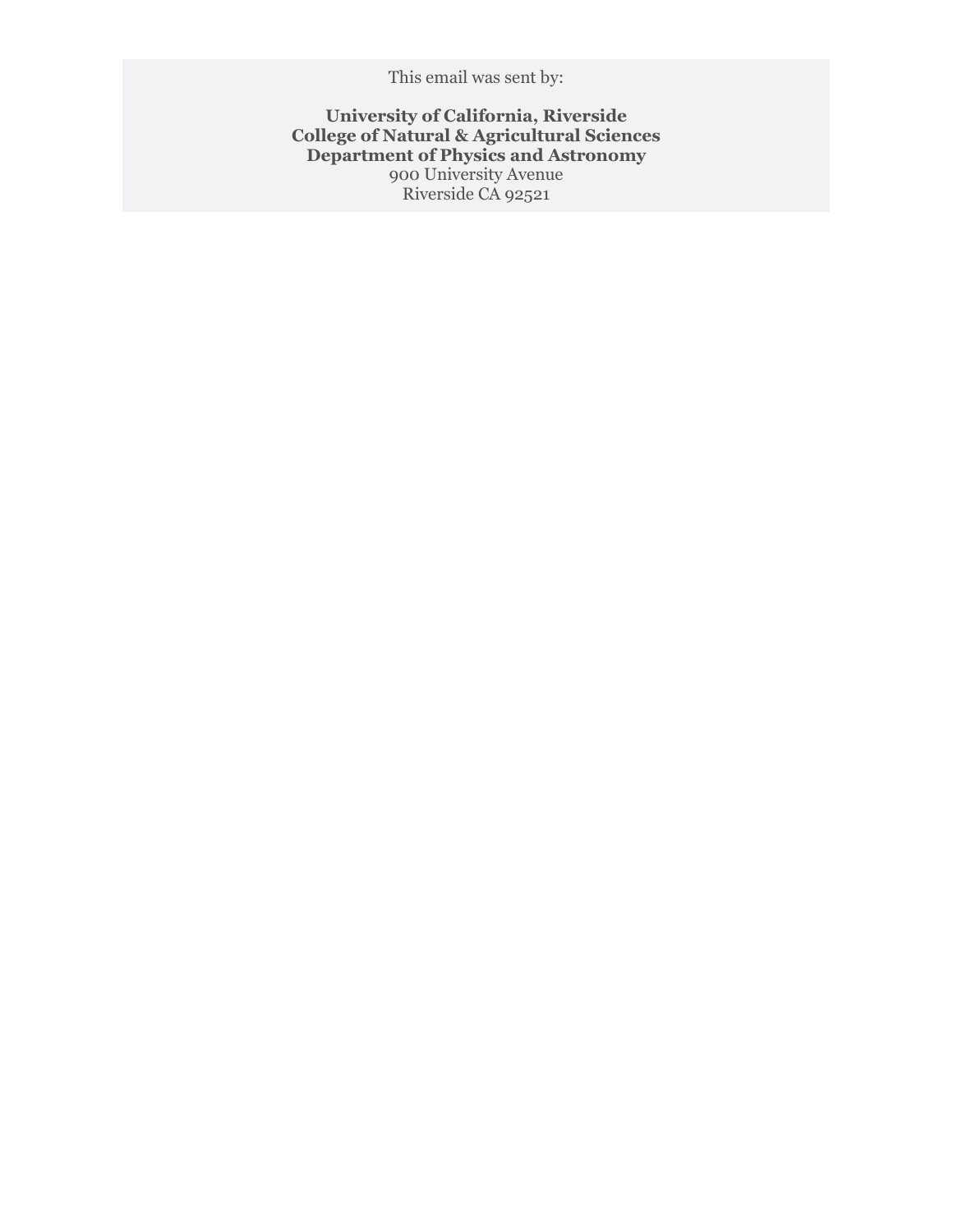This email was sent by:

**University of California, Riverside**
**College of Natural & Agricultural Sciences**
**Department of Physics and Astronomy**
900 University Avenue
Riverside CA 92521